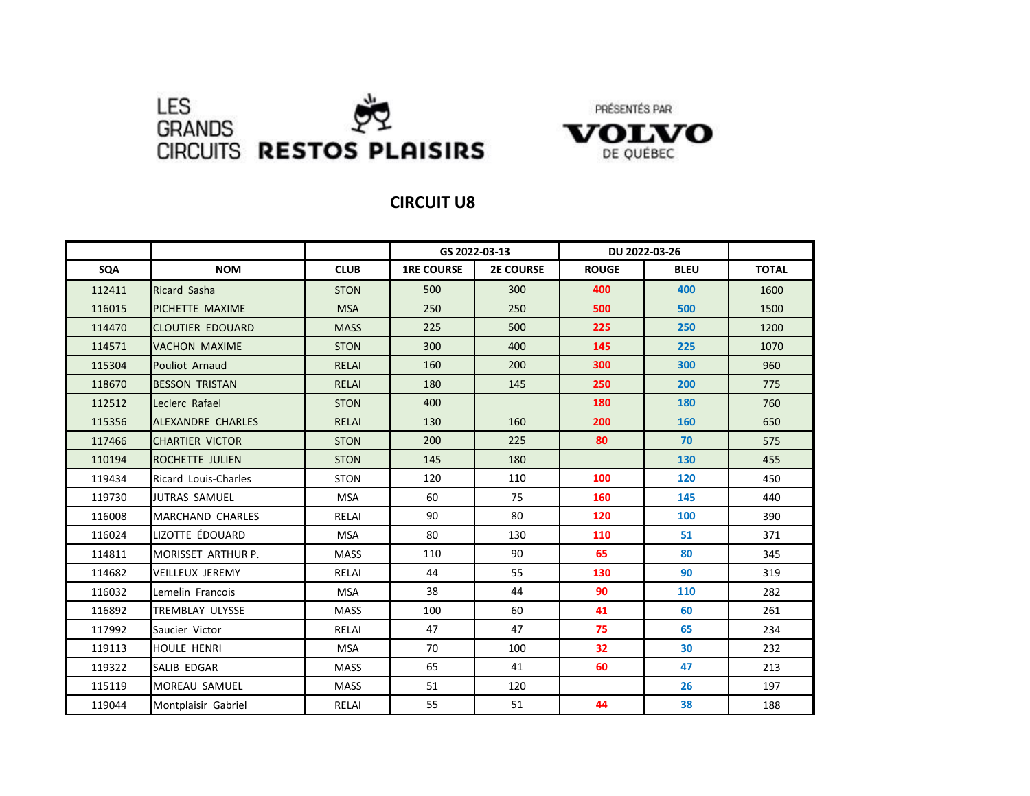LES GRANDS CIRCUITS **RESTOS PLAISIRS**

PRÉSENTÉS PAR **VOLVO** DE QUÉBEC

## CIRCUIT U8

| | | | GS 2022-03-13 | | DU 2022-03-26 | | |
|---|---|---|---|---|---|---|---|
| **SQA** | **NOM** | **CLUB** | **1RE COURSE** | **2E COURSE** | **ROUGE** | **BLEU** | **TOTAL** |
| 112411 | Ricard Sasha | STON | 500 | 300 | 400 | 400 | 1600 |
| 116015 | PICHETTE MAXIME | MSA | 250 | 250 | 500 | 500 | 1500 |
| 114470 | CLOUTIER EDOUARD | MASS | 225 | 500 | 225 | 250 | 1200 |
| 114571 | VACHON MAXIME | STON | 300 | 400 | 145 | 225 | 1070 |
| 115304 | Pouliot Arnaud | RELAI | 160 | 200 | 300 | 300 | 960 |
| 118670 | BESSON TRISTAN | RELAI | 180 | 145 | 250 | 200 | 775 |
| 112512 | Leclerc Rafael | STON | 400 | | 180 | 180 | 760 |
| 115356 | ALEXANDRE CHARLES | RELAI | 130 | 160 | 200 | 160 | 650 |
| 117466 | CHARTIER VICTOR | STON | 200 | 225 | 80 | 70 | 575 |
| 110194 | ROCHETTE JULIEN | STON | 145 | 180 | | 130 | 455 |
| 119434 | Ricard Louis-Charles | STON | 120 | 110 | 100 | 120 | 450 |
| 119730 | JUTRAS SAMUEL | MSA | 60 | 75 | 160 | 145 | 440 |
| 116008 | MARCHAND CHARLES | RELAI | 90 | 80 | 120 | 100 | 390 |
| 116024 | LIZOTTE ÉDOUARD | MSA | 80 | 130 | 110 | 51 | 371 |
| 114811 | MORISSET ARTHUR P. | MASS | 110 | 90 | 65 | 80 | 345 |
| 114682 | VEILLEUX JEREMY | RELAI | 44 | 55 | 130 | 90 | 319 |
| 116032 | Lemelin Francois | MSA | 38 | 44 | 90 | 110 | 282 |
| 116892 | TREMBLAY ULYSSE | MASS | 100 | 60 | 41 | 60 | 261 |
| 117992 | Saucier Victor | RELAI | 47 | 47 | 75 | 65 | 234 |
| 119113 | HOULE HENRI | MSA | 70 | 100 | 32 | 30 | 232 |
| 119322 | SALIB EDGAR | MASS | 65 | 41 | 60 | 47 | 213 |
| 115119 | MOREAU SAMUEL | MASS | 51 | 120 | | 26 | 197 |
| 119044 | Montplaisir Gabriel | RELAI | 55 | 51 | 44 | 38 | 188 |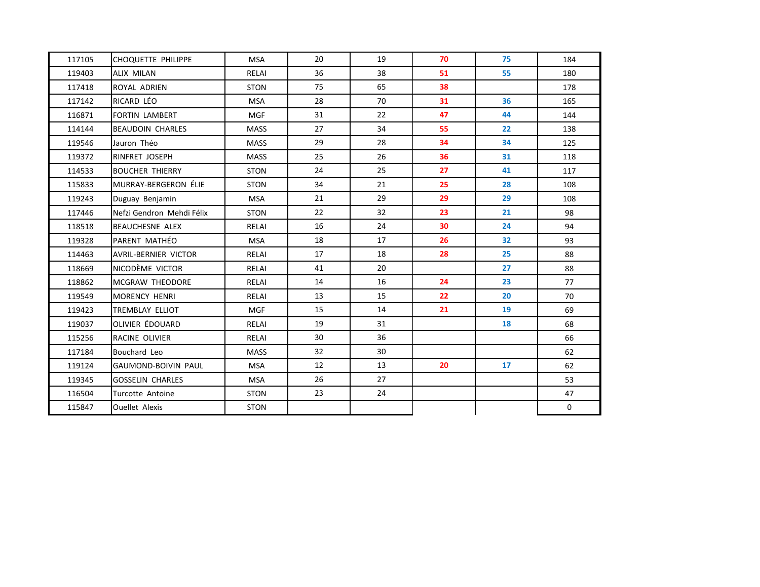| | | | | | | | |
|---|---|---|---|---|---|---|---|
| 117105 | CHOQUETTE PHILIPPE | MSA | 20 | 19 | **70** | **75** | 184 |
| 119403 | ALIX MILAN | RELAI | 36 | 38 | **51** | **55** | 180 |
| 117418 | ROYAL ADRIEN | STON | 75 | 65 | **38** | | 178 |
| 117142 | RICARD LÉO | MSA | 28 | 70 | **31** | **36** | 165 |
| 116871 | FORTIN LAMBERT | MGF | 31 | 22 | **47** | **44** | 144 |
| 114144 | BEAUDOIN CHARLES | MASS | 27 | 34 | **55** | **22** | 138 |
| 119546 | Jauron Théo | MASS | 29 | 28 | **34** | **34** | 125 |
| 119372 | RINFRET JOSEPH | MASS | 25 | 26 | **36** | **31** | 118 |
| 114533 | BOUCHER THIERRY | STON | 24 | 25 | **27** | **41** | 117 |
| 115833 | MURRAY-BERGERON ÉLIE | STON | 34 | 21 | **25** | **28** | 108 |
| 119243 | Duguay Benjamin | MSA | 21 | 29 | **29** | **29** | 108 |
| 117446 | Nefzi Gendron Mehdi Félix | STON | 22 | 32 | **23** | **21** | 98 |
| 118518 | BEAUCHESNE ALEX | RELAI | 16 | 24 | **30** | **24** | 94 |
| 119328 | PARENT MATHÉO | MSA | 18 | 17 | **26** | **32** | 93 |
| 114463 | AVRIL-BERNIER VICTOR | RELAI | 17 | 18 | **28** | **25** | 88 |
| 118669 | NICODÈME VICTOR | RELAI | 41 | 20 | | **27** | 88 |
| 118862 | MCGRAW THEODORE | RELAI | 14 | 16 | **24** | **23** | 77 |
| 119549 | MORENCY HENRI | RELAI | 13 | 15 | **22** | **20** | 70 |
| 119423 | TREMBLAY ELLIOT | MGF | 15 | 14 | **21** | **19** | 69 |
| 119037 | OLIVIER ÉDOUARD | RELAI | 19 | 31 | | **18** | 68 |
| 115256 | RACINE OLIVIER | RELAI | 30 | 36 | | | 66 |
| 117184 | Bouchard Leo | MASS | 32 | 30 | | | 62 |
| 119124 | GAUMOND-BOIVIN PAUL | MSA | 12 | 13 | **20** | **17** | 62 |
| 119345 | GOSSELIN CHARLES | MSA | 26 | 27 | | | 53 |
| 116504 | Turcotte Antoine | STON | 23 | 24 | | | 47 |
| 115847 | Ouellet Alexis | STON | | | | | 0 |